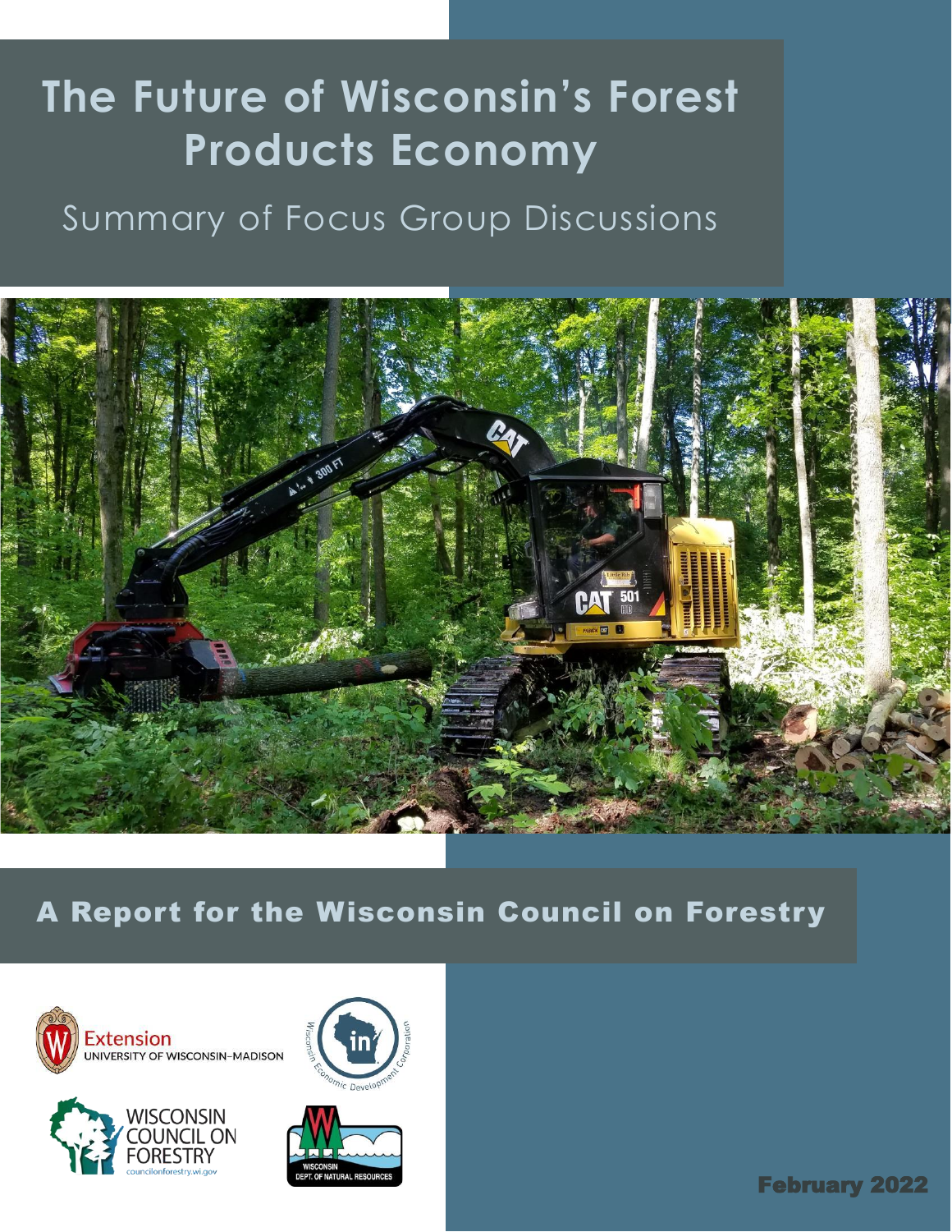# The Future of Wisconsin's Forest Products Economy

## Summary of Focus Group Discussions

### A Report for the Wisconsin Council on Forestry

February 2022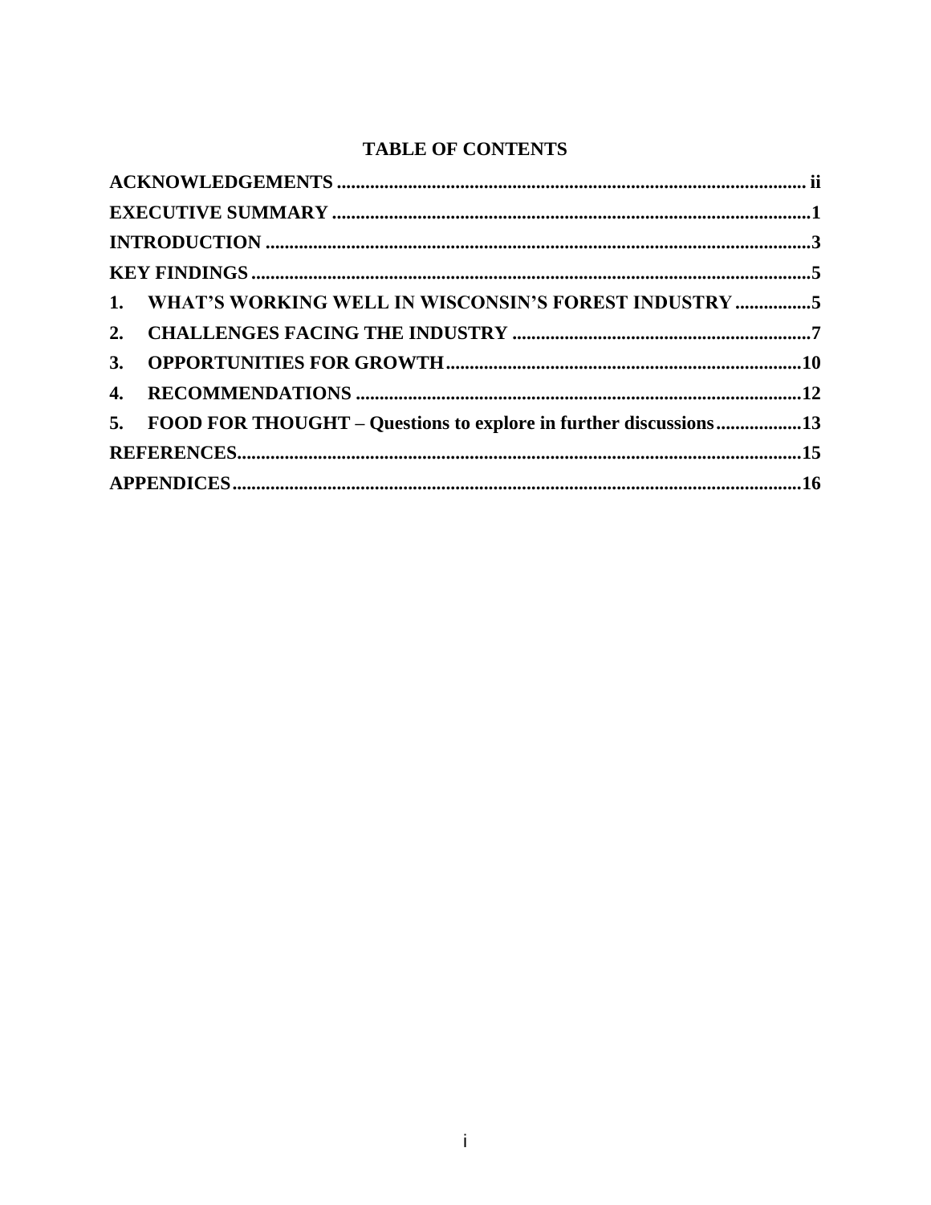# TABLE OF CONTENTS

**ACKNOWLEDGEMENTS** .................................................. ii

**EXECUTIVE SUMMARY** .................................................. 1

**INTRODUCTION** .................................................. 3

**KEY FINDINGS** .................................................. 5

**1. WHAT'S WORKING WELL IN WISCONSIN'S FOREST INDUSTRY** .................................................. 5

**2. CHALLENGES FACING THE INDUSTRY** .................................................. 7

**3. OPPORTUNITIES FOR GROWTH** .................................................. 10

**4. RECOMMENDATIONS** .................................................. 12

**5. FOOD FOR THOUGHT – Questions to explore in further discussions** .................................................. 13

**REFERENCES** .................................................. 15

**APPENDICES** .................................................. 16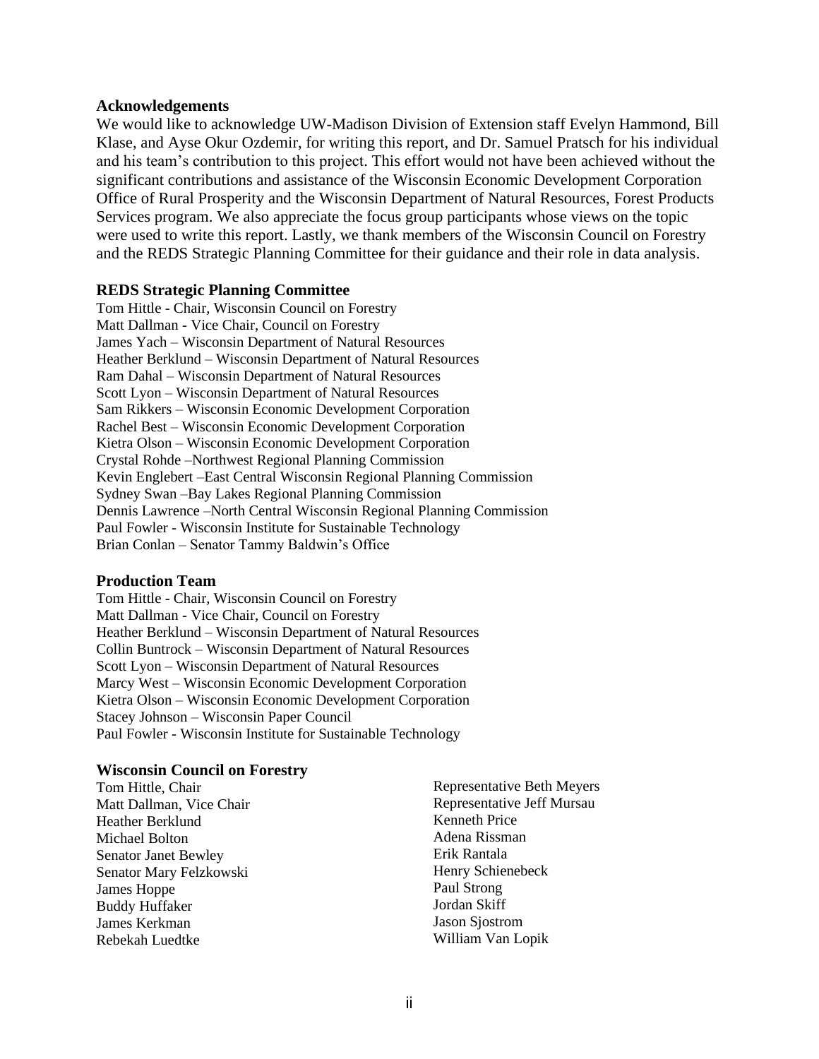## Acknowledgements

We would like to acknowledge UW-Madison Division of Extension staff Evelyn Hammond, Bill Klase, and Ayse Okur Ozdemir, for writing this report, and Dr. Samuel Pratsch for his individual and his team's contribution to this project. This effort would not have been achieved without the significant contributions and assistance of the Wisconsin Economic Development Corporation Office of Rural Prosperity and the Wisconsin Department of Natural Resources, Forest Products Services program. We also appreciate the focus group participants whose views on the topic were used to write this report. Lastly, we thank members of the Wisconsin Council on Forestry and the REDS Strategic Planning Committee for their guidance and their role in data analysis.

## REDS Strategic Planning Committee

Tom Hittle - Chair, Wisconsin Council on Forestry
Matt Dallman - Vice Chair, Council on Forestry
James Yach – Wisconsin Department of Natural Resources
Heather Berklund – Wisconsin Department of Natural Resources
Ram Dahal – Wisconsin Department of Natural Resources
Scott Lyon – Wisconsin Department of Natural Resources
Sam Rikkers – Wisconsin Economic Development Corporation
Rachel Best – Wisconsin Economic Development Corporation
Kietra Olson – Wisconsin Economic Development Corporation
Crystal Rohde –Northwest Regional Planning Commission
Kevin Englebert –East Central Wisconsin Regional Planning Commission
Sydney Swan –Bay Lakes Regional Planning Commission
Dennis Lawrence –North Central Wisconsin Regional Planning Commission
Paul Fowler - Wisconsin Institute for Sustainable Technology
Brian Conlan – Senator Tammy Baldwin's Office

## Production Team

Tom Hittle - Chair, Wisconsin Council on Forestry
Matt Dallman - Vice Chair, Council on Forestry
Heather Berklund – Wisconsin Department of Natural Resources
Collin Buntrock – Wisconsin Department of Natural Resources
Scott Lyon – Wisconsin Department of Natural Resources
Marcy West – Wisconsin Economic Development Corporation
Kietra Olson – Wisconsin Economic Development Corporation
Stacey Johnson – Wisconsin Paper Council
Paul Fowler - Wisconsin Institute for Sustainable Technology

## Wisconsin Council on Forestry

Tom Hittle, Chair
Matt Dallman, Vice Chair
Heather Berklund
Michael Bolton
Senator Janet Bewley
Senator Mary Felzkowski
James Hoppe
Buddy Huffaker
James Kerkman
Rebekah Luedtke
Representative Beth Meyers
Representative Jeff Mursau
Kenneth Price
Adena Rissman
Erik Rantala
Henry Schienebeck
Paul Strong
Jordan Skiff
Jason Sjostrom
William Van Lopik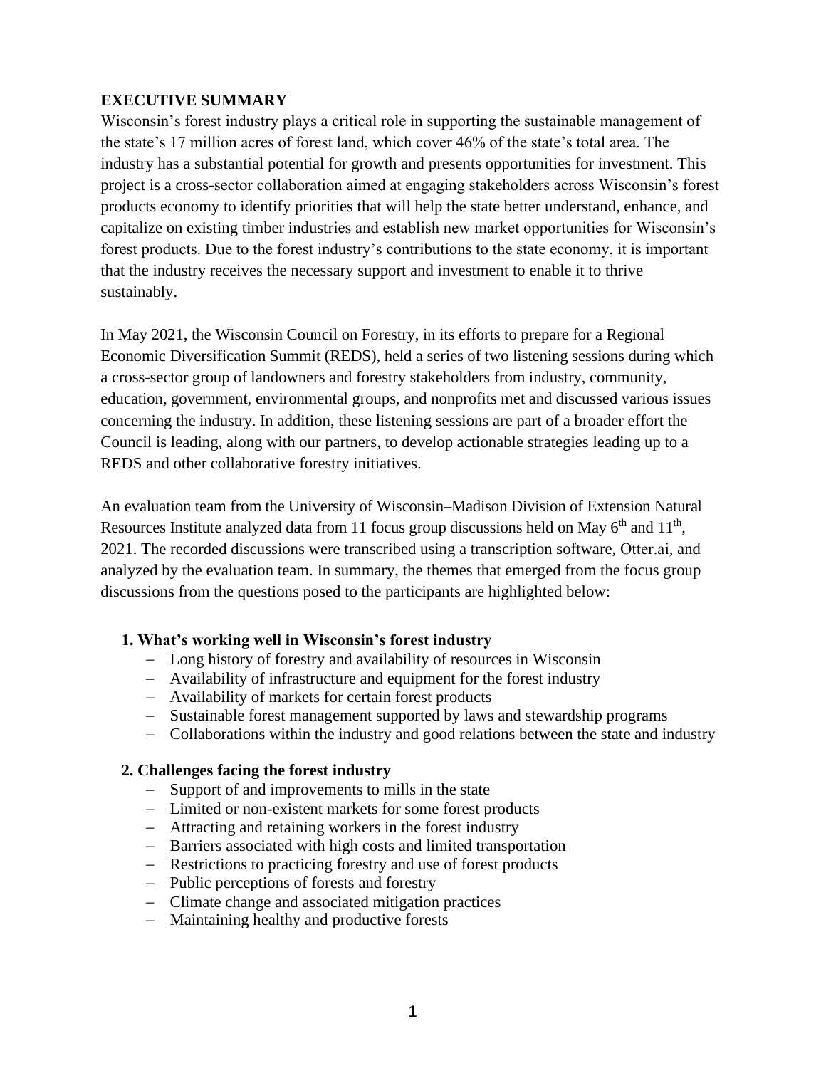## EXECUTIVE SUMMARY

Wisconsin's forest industry plays a critical role in supporting the sustainable management of the state's 17 million acres of forest land, which cover 46% of the state's total area. The industry has a substantial potential for growth and presents opportunities for investment. This project is a cross-sector collaboration aimed at engaging stakeholders across Wisconsin's forest products economy to identify priorities that will help the state better understand, enhance, and capitalize on existing timber industries and establish new market opportunities for Wisconsin's forest products. Due to the forest industry's contributions to the state economy, it is important that the industry receives the necessary support and investment to enable it to thrive sustainably.

In May 2021, the Wisconsin Council on Forestry, in its efforts to prepare for a Regional Economic Diversification Summit (REDS), held a series of two listening sessions during which a cross-sector group of landowners and forestry stakeholders from industry, community, education, government, environmental groups, and nonprofits met and discussed various issues concerning the industry. In addition, these listening sessions are part of a broader effort the Council is leading, along with our partners, to develop actionable strategies leading up to a REDS and other collaborative forestry initiatives.

An evaluation team from the University of Wisconsin–Madison Division of Extension Natural Resources Institute analyzed data from 11 focus group discussions held on May 6th and 11th, 2021. The recorded discussions were transcribed using a transcription software, Otter.ai, and analyzed by the evaluation team. In summary, the themes that emerged from the focus group discussions from the questions posed to the participants are highlighted below:

**1. What's working well in Wisconsin's forest industry**

- Long history of forestry and availability of resources in Wisconsin
- Availability of infrastructure and equipment for the forest industry
- Availability of markets for certain forest products
- Sustainable forest management supported by laws and stewardship programs
- Collaborations within the industry and good relations between the state and industry

**2. Challenges facing the forest industry**

- Support of and improvements to mills in the state
- Limited or non-existent markets for some forest products
- Attracting and retaining workers in the forest industry
- Barriers associated with high costs and limited transportation
- Restrictions to practicing forestry and use of forest products
- Public perceptions of forests and forestry
- Climate change and associated mitigation practices
- Maintaining healthy and productive forests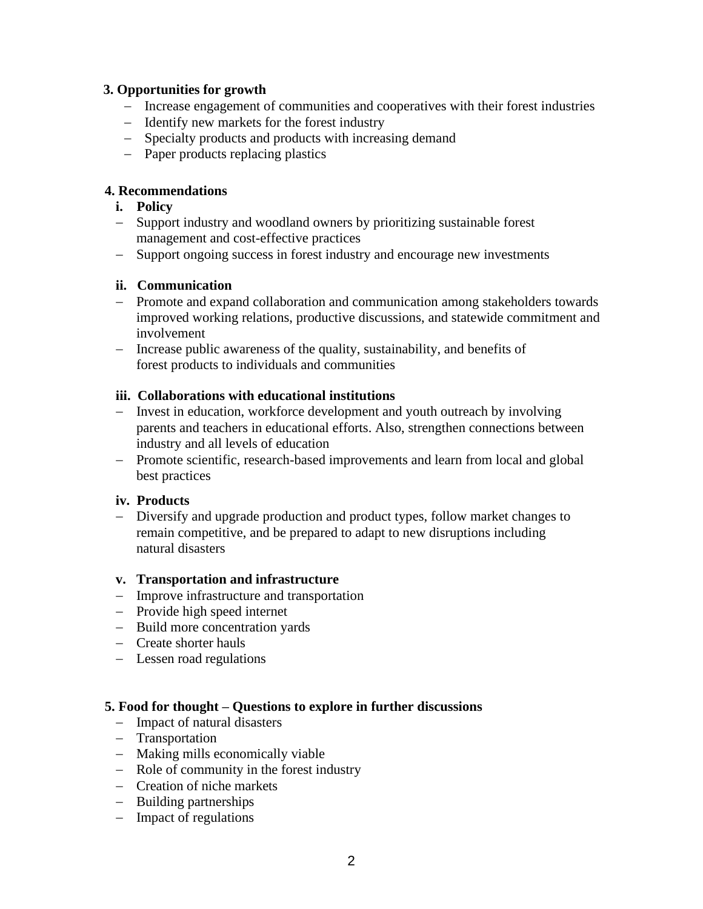**3. Opportunities for growth**

- Increase engagement of communities and cooperatives with their forest industries
- Identify new markets for the forest industry
- Specialty products and products with increasing demand
- Paper products replacing plastics

**4. Recommendations**

**i. Policy**

- Support industry and woodland owners by prioritizing sustainable forest management and cost-effective practices
- Support ongoing success in forest industry and encourage new investments

**ii. Communication**

- Promote and expand collaboration and communication among stakeholders towards improved working relations, productive discussions, and statewide commitment and involvement
- Increase public awareness of the quality, sustainability, and benefits of forest products to individuals and communities

**iii. Collaborations with educational institutions**

- Invest in education, workforce development and youth outreach by involving parents and teachers in educational efforts. Also, strengthen connections between industry and all levels of education
- Promote scientific, research-based improvements and learn from local and global best practices

**iv. Products**

- Diversify and upgrade production and product types, follow market changes to remain competitive, and be prepared to adapt to new disruptions including natural disasters

**v. Transportation and infrastructure**

- Improve infrastructure and transportation
- Provide high speed internet
- Build more concentration yards
- Create shorter hauls
- Lessen road regulations

**5. Food for thought – Questions to explore in further discussions**

- Impact of natural disasters
- Transportation
- Making mills economically viable
- Role of community in the forest industry
- Creation of niche markets
- Building partnerships
- Impact of regulations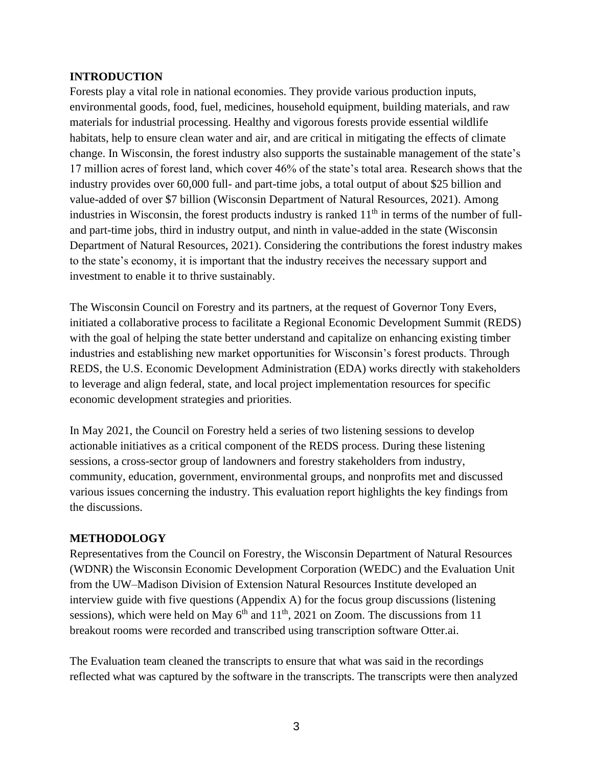## INTRODUCTION

Forests play a vital role in national economies. They provide various production inputs, environmental goods, food, fuel, medicines, household equipment, building materials, and raw materials for industrial processing. Healthy and vigorous forests provide essential wildlife habitats, help to ensure clean water and air, and are critical in mitigating the effects of climate change. In Wisconsin, the forest industry also supports the sustainable management of the state's 17 million acres of forest land, which cover 46% of the state's total area. Research shows that the industry provides over 60,000 full- and part-time jobs, a total output of about $25 billion and value-added of over $7 billion (Wisconsin Department of Natural Resources, 2021). Among industries in Wisconsin, the forest products industry is ranked 11th in terms of the number of full- and part-time jobs, third in industry output, and ninth in value-added in the state (Wisconsin Department of Natural Resources, 2021). Considering the contributions the forest industry makes to the state's economy, it is important that the industry receives the necessary support and investment to enable it to thrive sustainably.

The Wisconsin Council on Forestry and its partners, at the request of Governor Tony Evers, initiated a collaborative process to facilitate a Regional Economic Development Summit (REDS) with the goal of helping the state better understand and capitalize on enhancing existing timber industries and establishing new market opportunities for Wisconsin's forest products. Through REDS, the U.S. Economic Development Administration (EDA) works directly with stakeholders to leverage and align federal, state, and local project implementation resources for specific economic development strategies and priorities.

In May 2021, the Council on Forestry held a series of two listening sessions to develop actionable initiatives as a critical component of the REDS process. During these listening sessions, a cross-sector group of landowners and forestry stakeholders from industry, community, education, government, environmental groups, and nonprofits met and discussed various issues concerning the industry. This evaluation report highlights the key findings from the discussions.

## METHODOLOGY

Representatives from the Council on Forestry, the Wisconsin Department of Natural Resources (WDNR) the Wisconsin Economic Development Corporation (WEDC) and the Evaluation Unit from the UW–Madison Division of Extension Natural Resources Institute developed an interview guide with five questions (Appendix A) for the focus group discussions (listening sessions), which were held on May 6th and 11th, 2021 on Zoom. The discussions from 11 breakout rooms were recorded and transcribed using transcription software Otter.ai.

The Evaluation team cleaned the transcripts to ensure that what was said in the recordings reflected what was captured by the software in the transcripts. The transcripts were then analyzed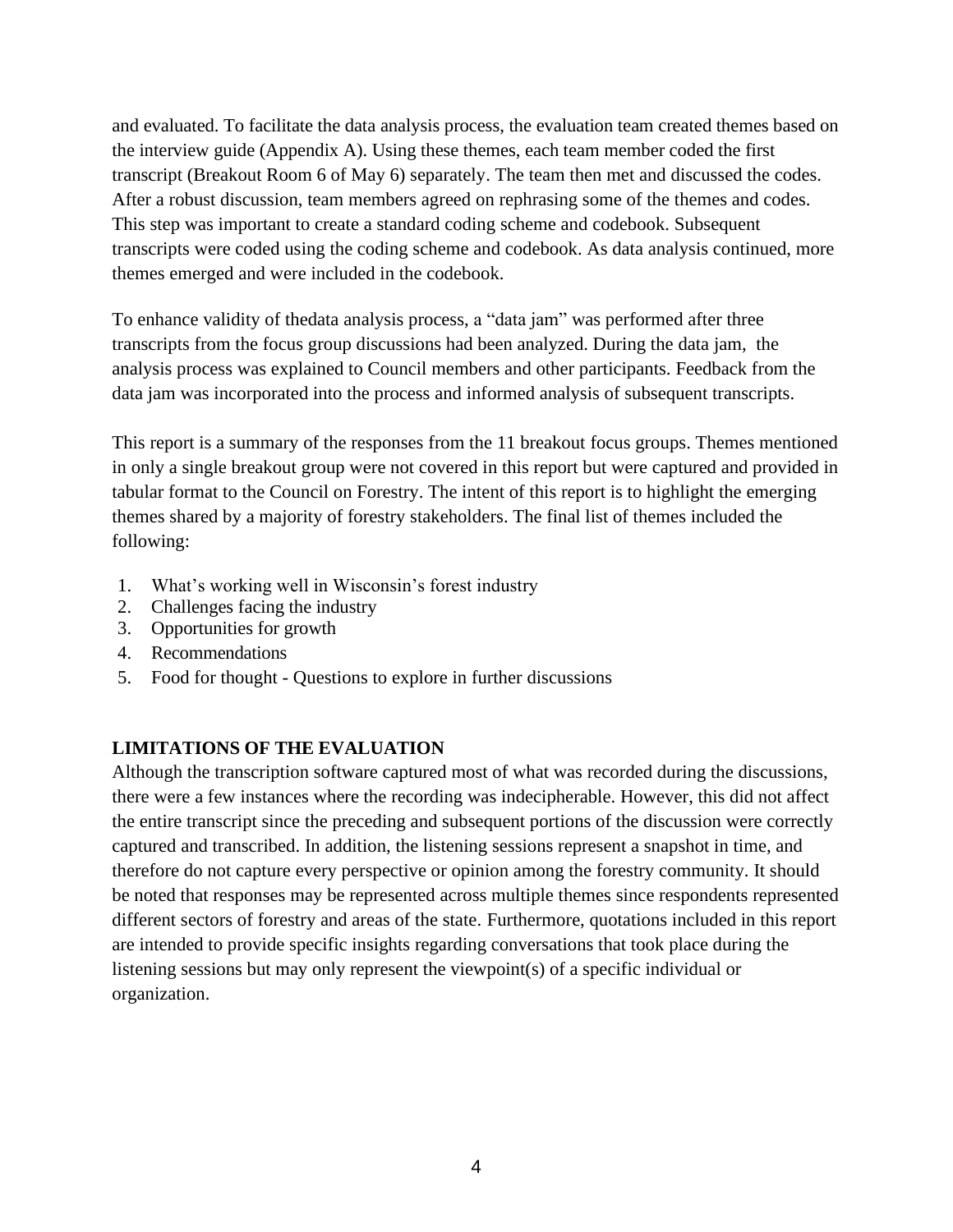and evaluated. To facilitate the data analysis process, the evaluation team created themes based on the interview guide (Appendix A). Using these themes, each team member coded the first transcript (Breakout Room 6 of May 6) separately. The team then met and discussed the codes. After a robust discussion, team members agreed on rephrasing some of the themes and codes. This step was important to create a standard coding scheme and codebook. Subsequent transcripts were coded using the coding scheme and codebook. As data analysis continued, more themes emerged and were included in the codebook.

To enhance validity of thedata analysis process, a "data jam" was performed after three transcripts from the focus group discussions had been analyzed. During the data jam, the analysis process was explained to Council members and other participants. Feedback from the data jam was incorporated into the process and informed analysis of subsequent transcripts.

This report is a summary of the responses from the 11 breakout focus groups. Themes mentioned in only a single breakout group were not covered in this report but were captured and provided in tabular format to the Council on Forestry. The intent of this report is to highlight the emerging themes shared by a majority of forestry stakeholders. The final list of themes included the following:

1. What's working well in Wisconsin's forest industry
2. Challenges facing the industry
3. Opportunities for growth
4. Recommendations
5. Food for thought - Questions to explore in further discussions

## LIMITATIONS OF THE EVALUATION

Although the transcription software captured most of what was recorded during the discussions, there were a few instances where the recording was indecipherable. However, this did not affect the entire transcript since the preceding and subsequent portions of the discussion were correctly captured and transcribed. In addition, the listening sessions represent a snapshot in time, and therefore do not capture every perspective or opinion among the forestry community. It should be noted that responses may be represented across multiple themes since respondents represented different sectors of forestry and areas of the state. Furthermore, quotations included in this report are intended to provide specific insights regarding conversations that took place during the listening sessions but may only represent the viewpoint(s) of a specific individual or organization.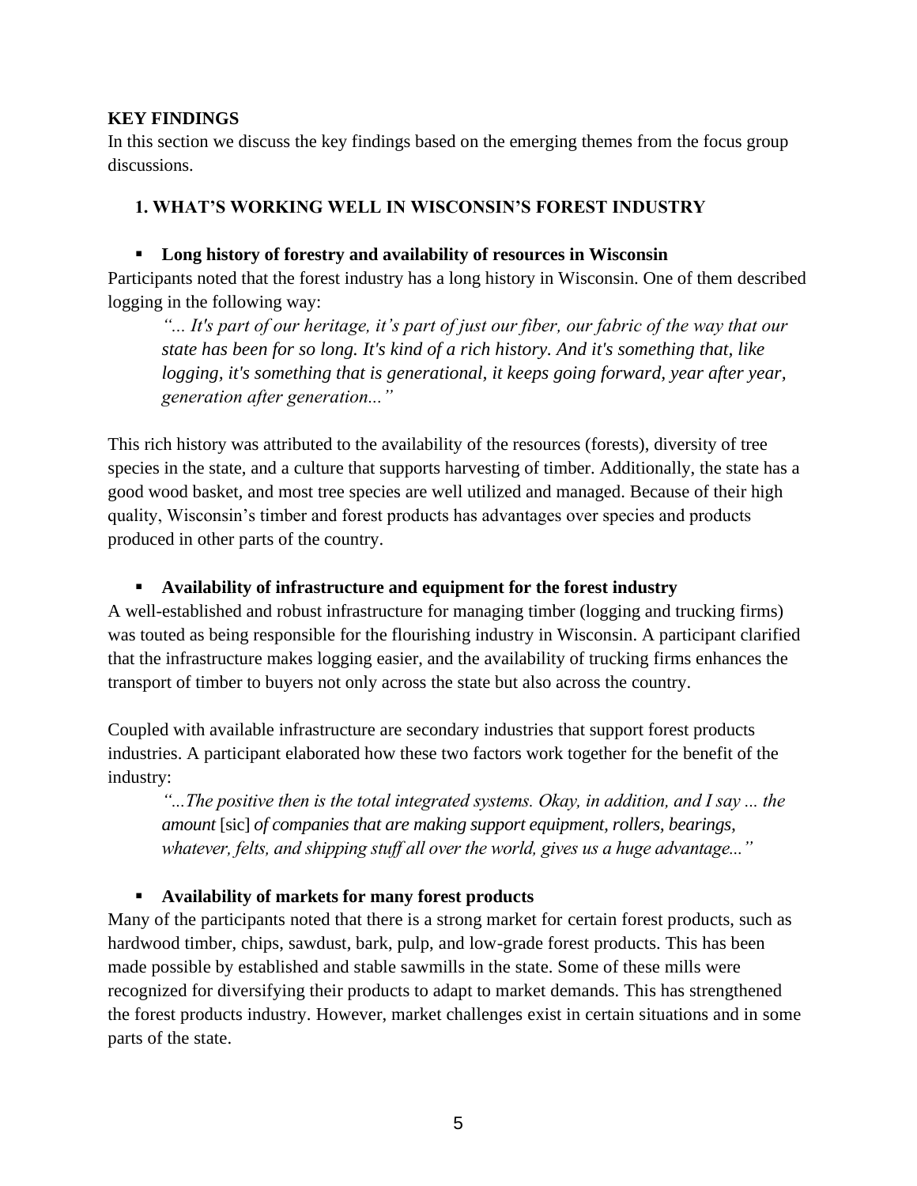## KEY FINDINGS

In this section we discuss the key findings based on the emerging themes from the focus group discussions.

### 1. WHAT'S WORKING WELL IN WISCONSIN'S FOREST INDUSTRY

- **Long history of forestry and availability of resources in Wisconsin**

Participants noted that the forest industry has a long history in Wisconsin. One of them described logging in the following way:

> *"... It's part of our heritage, it's part of just our fiber, our fabric of the way that our state has been for so long. It's kind of a rich history. And it's something that, like logging, it's something that is generational, it keeps going forward, year after year, generation after generation..."*

This rich history was attributed to the availability of the resources (forests), diversity of tree species in the state, and a culture that supports harvesting of timber. Additionally, the state has a good wood basket, and most tree species are well utilized and managed. Because of their high quality, Wisconsin's timber and forest products has advantages over species and products produced in other parts of the country.

- **Availability of infrastructure and equipment for the forest industry**

A well-established and robust infrastructure for managing timber (logging and trucking firms) was touted as being responsible for the flourishing industry in Wisconsin. A participant clarified that the infrastructure makes logging easier, and the availability of trucking firms enhances the transport of timber to buyers not only across the state but also across the country.

Coupled with available infrastructure are secondary industries that support forest products industries. A participant elaborated how these two factors work together for the benefit of the industry:

> *"...The positive then is the total integrated systems. Okay, in addition, and I say ... the amount* [sic] *of companies that are making support equipment, rollers, bearings, whatever, felts, and shipping stuff all over the world, gives us a huge advantage..."*

- **Availability of markets for many forest products**

Many of the participants noted that there is a strong market for certain forest products, such as hardwood timber, chips, sawdust, bark, pulp, and low-grade forest products. This has been made possible by established and stable sawmills in the state. Some of these mills were recognized for diversifying their products to adapt to market demands. This has strengthened the forest products industry. However, market challenges exist in certain situations and in some parts of the state.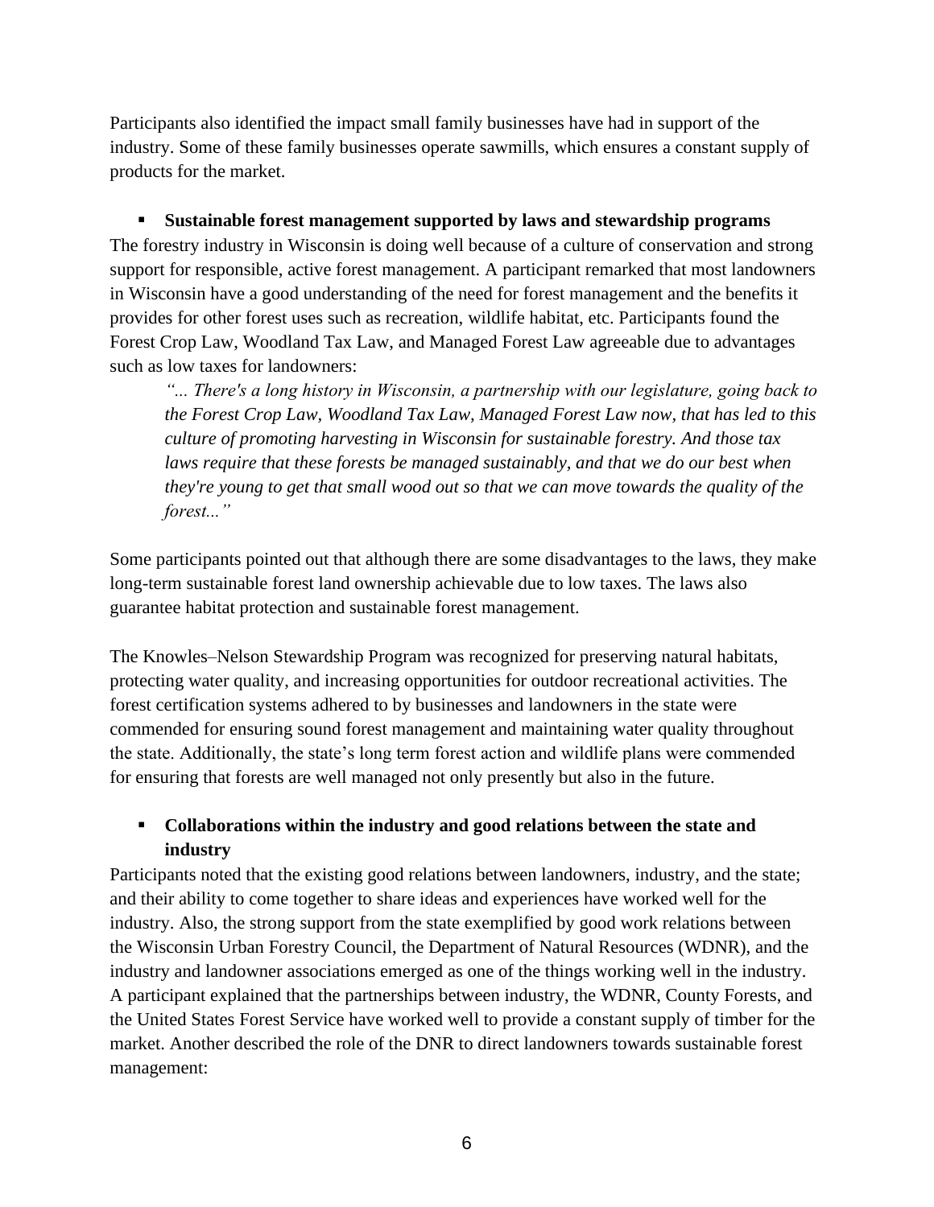Participants also identified the impact small family businesses have had in support of the industry. Some of these family businesses operate sawmills, which ensures a constant supply of products for the market.

- **Sustainable forest management supported by laws and stewardship programs**

The forestry industry in Wisconsin is doing well because of a culture of conservation and strong support for responsible, active forest management. A participant remarked that most landowners in Wisconsin have a good understanding of the need for forest management and the benefits it provides for other forest uses such as recreation, wildlife habitat, etc. Participants found the Forest Crop Law, Woodland Tax Law, and Managed Forest Law agreeable due to advantages such as low taxes for landowners:

> *"... There's a long history in Wisconsin, a partnership with our legislature, going back to the Forest Crop Law, Woodland Tax Law, Managed Forest Law now, that has led to this culture of promoting harvesting in Wisconsin for sustainable forestry. And those tax laws require that these forests be managed sustainably, and that we do our best when they're young to get that small wood out so that we can move towards the quality of the forest..."*

Some participants pointed out that although there are some disadvantages to the laws, they make long-term sustainable forest land ownership achievable due to low taxes. The laws also guarantee habitat protection and sustainable forest management.

The Knowles–Nelson Stewardship Program was recognized for preserving natural habitats, protecting water quality, and increasing opportunities for outdoor recreational activities. The forest certification systems adhered to by businesses and landowners in the state were commended for ensuring sound forest management and maintaining water quality throughout the state. Additionally, the state's long term forest action and wildlife plans were commended for ensuring that forests are well managed not only presently but also in the future.

- **Collaborations within the industry and good relations between the state and industry**

Participants noted that the existing good relations between landowners, industry, and the state; and their ability to come together to share ideas and experiences have worked well for the industry. Also, the strong support from the state exemplified by good work relations between the Wisconsin Urban Forestry Council, the Department of Natural Resources (WDNR), and the industry and landowner associations emerged as one of the things working well in the industry. A participant explained that the partnerships between industry, the WDNR, County Forests, and the United States Forest Service have worked well to provide a constant supply of timber for the market. Another described the role of the DNR to direct landowners towards sustainable forest management: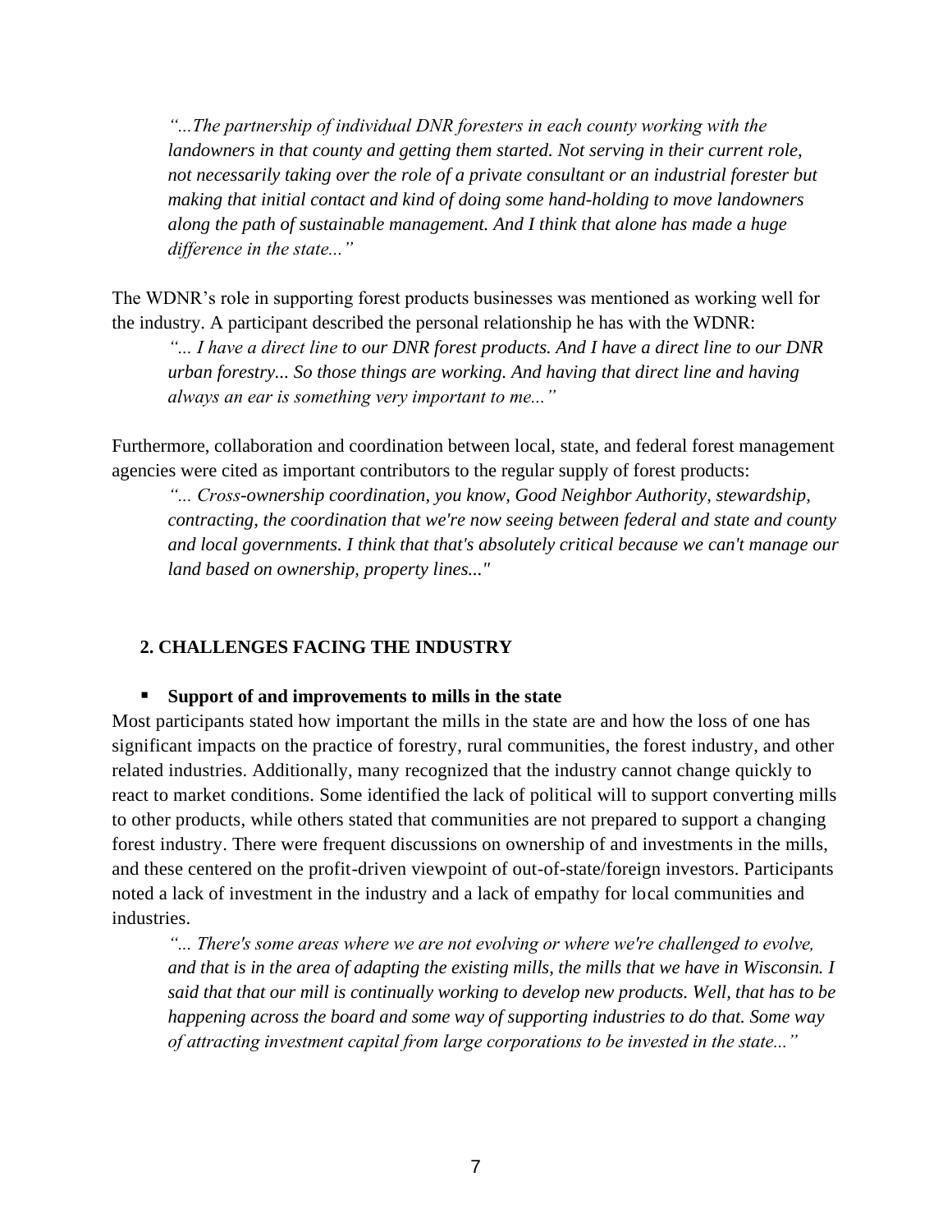> *"...The partnership of individual DNR foresters in each county working with the landowners in that county and getting them started. Not serving in their current role, not necessarily taking over the role of a private consultant or an industrial forester but making that initial contact and kind of doing some hand-holding to move landowners along the path of sustainable management. And I think that alone has made a huge difference in the state..."*

The WDNR's role in supporting forest products businesses was mentioned as working well for the industry. A participant described the personal relationship he has with the WDNR:

> *"... I have a direct line to our DNR forest products. And I have a direct line to our DNR urban forestry... So those things are working. And having that direct line and having always an ear is something very important to me..."*

Furthermore, collaboration and coordination between local, state, and federal forest management agencies were cited as important contributors to the regular supply of forest products:

> *"... Cross-ownership coordination, you know, Good Neighbor Authority, stewardship, contracting, the coordination that we're now seeing between federal and state and county and local governments. I think that that's absolutely critical because we can't manage our land based on ownership, property lines..."*

## 2. CHALLENGES FACING THE INDUSTRY

- **Support of and improvements to mills in the state**

Most participants stated how important the mills in the state are and how the loss of one has significant impacts on the practice of forestry, rural communities, the forest industry, and other related industries. Additionally, many recognized that the industry cannot change quickly to react to market conditions. Some identified the lack of political will to support converting mills to other products, while others stated that communities are not prepared to support a changing forest industry. There were frequent discussions on ownership of and investments in the mills, and these centered on the profit-driven viewpoint of out-of-state/foreign investors. Participants noted a lack of investment in the industry and a lack of empathy for local communities and industries.

> *"... There's some areas where we are not evolving or where we're challenged to evolve, and that is in the area of adapting the existing mills, the mills that we have in Wisconsin. I said that that our mill is continually working to develop new products. Well, that has to be happening across the board and some way of supporting industries to do that. Some way of attracting investment capital from large corporations to be invested in the state..."*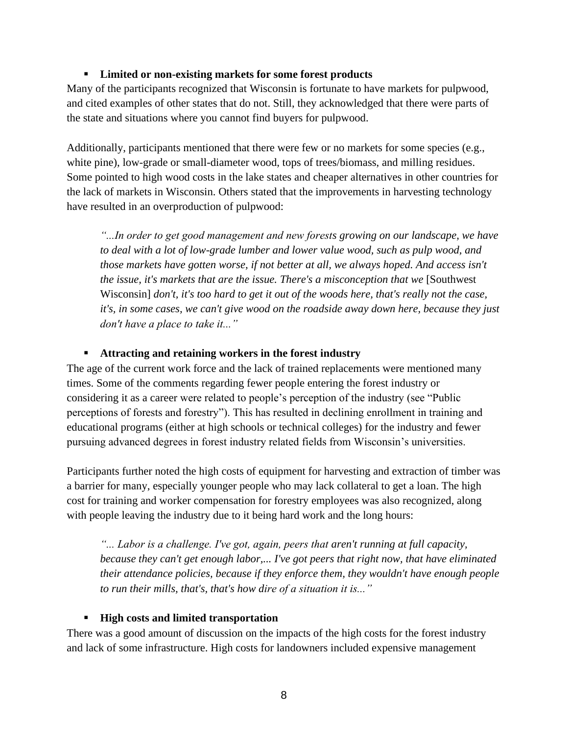- **Limited or non-existing markets for some forest products**

Many of the participants recognized that Wisconsin is fortunate to have markets for pulpwood, and cited examples of other states that do not. Still, they acknowledged that there were parts of the state and situations where you cannot find buyers for pulpwood.

Additionally, participants mentioned that there were few or no markets for some species (e.g., white pine), low-grade or small-diameter wood, tops of trees/biomass, and milling residues. Some pointed to high wood costs in the lake states and cheaper alternatives in other countries for the lack of markets in Wisconsin. Others stated that the improvements in harvesting technology have resulted in an overproduction of pulpwood:

> *"...In order to get good management and new forests growing on our landscape, we have to deal with a lot of low-grade lumber and lower value wood, such as pulp wood, and those markets have gotten worse, if not better at all, we always hoped. And access isn't the issue, it's markets that are the issue. There's a misconception that we* [Southwest Wisconsin] *don't, it's too hard to get it out of the woods here, that's really not the case, it's, in some cases, we can't give wood on the roadside away down here, because they just don't have a place to take it..."*

- **Attracting and retaining workers in the forest industry**

The age of the current work force and the lack of trained replacements were mentioned many times. Some of the comments regarding fewer people entering the forest industry or considering it as a career were related to people's perception of the industry (see "Public perceptions of forests and forestry"). This has resulted in declining enrollment in training and educational programs (either at high schools or technical colleges) for the industry and fewer pursuing advanced degrees in forest industry related fields from Wisconsin's universities.

Participants further noted the high costs of equipment for harvesting and extraction of timber was a barrier for many, especially younger people who may lack collateral to get a loan. The high cost for training and worker compensation for forestry employees was also recognized, along with people leaving the industry due to it being hard work and the long hours:

> *"... Labor is a challenge. I've got, again, peers that aren't running at full capacity, because they can't get enough labor,... I've got peers that right now, that have eliminated their attendance policies, because if they enforce them, they wouldn't have enough people to run their mills, that's, that's how dire of a situation it is..."*

- **High costs and limited transportation**

There was a good amount of discussion on the impacts of the high costs for the forest industry and lack of some infrastructure. High costs for landowners included expensive management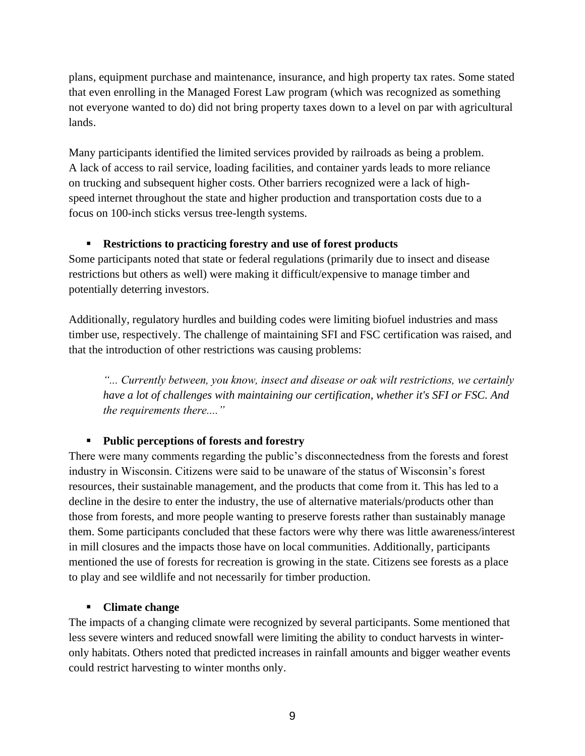plans, equipment purchase and maintenance, insurance, and high property tax rates. Some stated that even enrolling in the Managed Forest Law program (which was recognized as something not everyone wanted to do) did not bring property taxes down to a level on par with agricultural lands.

Many participants identified the limited services provided by railroads as being a problem. A lack of access to rail service, loading facilities, and container yards leads to more reliance on trucking and subsequent higher costs. Other barriers recognized were a lack of high-speed internet throughout the state and higher production and transportation costs due to a focus on 100-inch sticks versus tree-length systems.

- **Restrictions to practicing forestry and use of forest products**

Some participants noted that state or federal regulations (primarily due to insect and disease restrictions but others as well) were making it difficult/expensive to manage timber and potentially deterring investors.

Additionally, regulatory hurdles and building codes were limiting biofuel industries and mass timber use, respectively. The challenge of maintaining SFI and FSC certification was raised, and that the introduction of other restrictions was causing problems:

> *"... Currently between, you know, insect and disease or oak wilt restrictions, we certainly have a lot of challenges with maintaining our certification, whether it's SFI or FSC. And the requirements there...."*

- **Public perceptions of forests and forestry**

There were many comments regarding the public's disconnectedness from the forests and forest industry in Wisconsin. Citizens were said to be unaware of the status of Wisconsin's forest resources, their sustainable management, and the products that come from it. This has led to a decline in the desire to enter the industry, the use of alternative materials/products other than those from forests, and more people wanting to preserve forests rather than sustainably manage them. Some participants concluded that these factors were why there was little awareness/interest in mill closures and the impacts those have on local communities. Additionally, participants mentioned the use of forests for recreation is growing in the state. Citizens see forests as a place to play and see wildlife and not necessarily for timber production.

- **Climate change**

The impacts of a changing climate were recognized by several participants. Some mentioned that less severe winters and reduced snowfall were limiting the ability to conduct harvests in winter-only habitats. Others noted that predicted increases in rainfall amounts and bigger weather events could restrict harvesting to winter months only.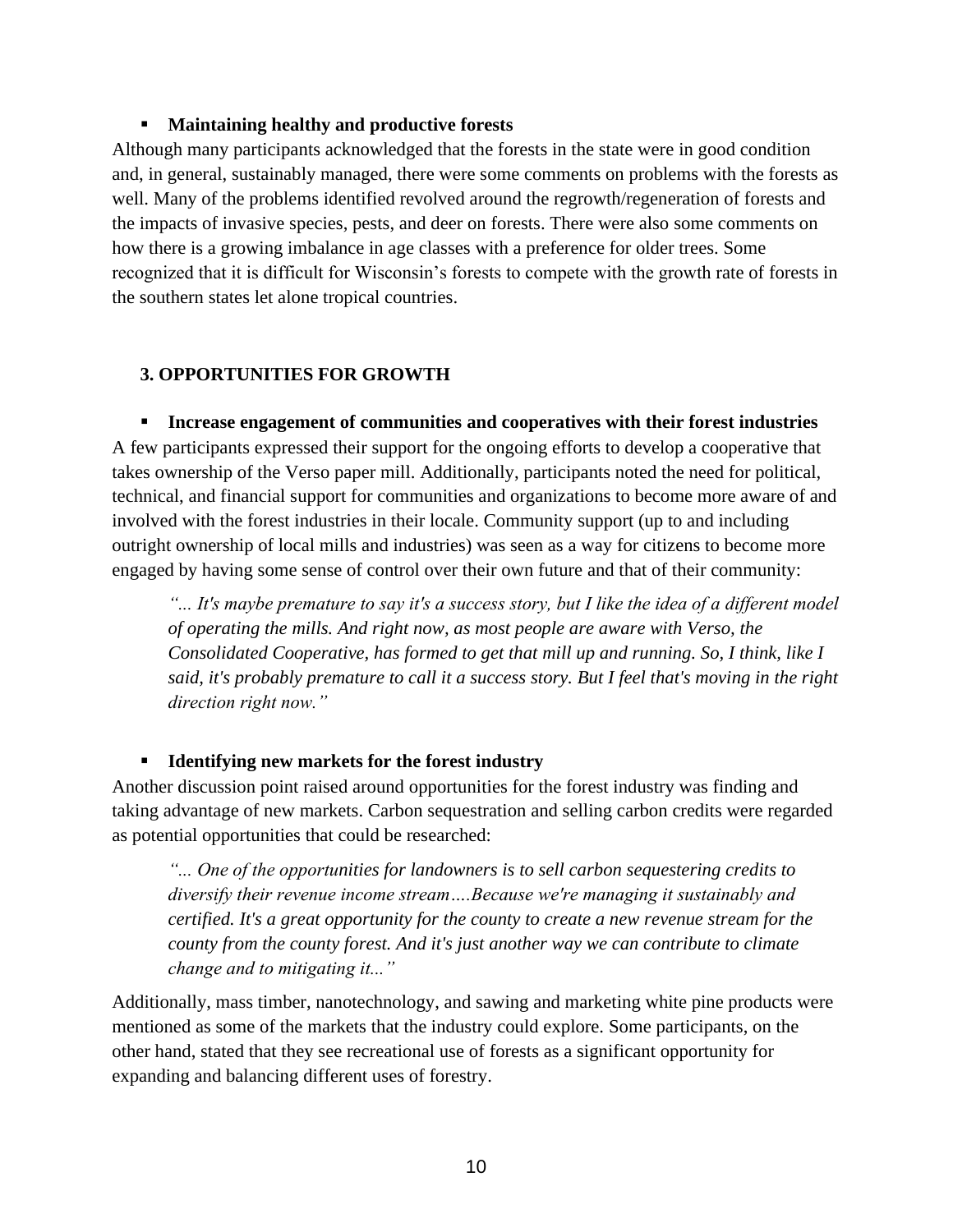- **Maintaining healthy and productive forests**

Although many participants acknowledged that the forests in the state were in good condition and, in general, sustainably managed, there were some comments on problems with the forests as well. Many of the problems identified revolved around the regrowth/regeneration of forests and the impacts of invasive species, pests, and deer on forests. There were also some comments on how there is a growing imbalance in age classes with a preference for older trees. Some recognized that it is difficult for Wisconsin's forests to compete with the growth rate of forests in the southern states let alone tropical countries.

## 3. OPPORTUNITIES FOR GROWTH

- **Increase engagement of communities and cooperatives with their forest industries**

A few participants expressed their support for the ongoing efforts to develop a cooperative that takes ownership of the Verso paper mill. Additionally, participants noted the need for political, technical, and financial support for communities and organizations to become more aware of and involved with the forest industries in their locale. Community support (up to and including outright ownership of local mills and industries) was seen as a way for citizens to become more engaged by having some sense of control over their own future and that of their community:

> *"... It's maybe premature to say it's a success story, but I like the idea of a different model of operating the mills. And right now, as most people are aware with Verso, the Consolidated Cooperative, has formed to get that mill up and running. So, I think, like I said, it's probably premature to call it a success story. But I feel that's moving in the right direction right now."*

- **Identifying new markets for the forest industry**

Another discussion point raised around opportunities for the forest industry was finding and taking advantage of new markets. Carbon sequestration and selling carbon credits were regarded as potential opportunities that could be researched:

> *"... One of the opportunities for landowners is to sell carbon sequestering credits to diversify their revenue income stream….Because we're managing it sustainably and certified. It's a great opportunity for the county to create a new revenue stream for the county from the county forest. And it's just another way we can contribute to climate change and to mitigating it..."*

Additionally, mass timber, nanotechnology, and sawing and marketing white pine products were mentioned as some of the markets that the industry could explore. Some participants, on the other hand, stated that they see recreational use of forests as a significant opportunity for expanding and balancing different uses of forestry.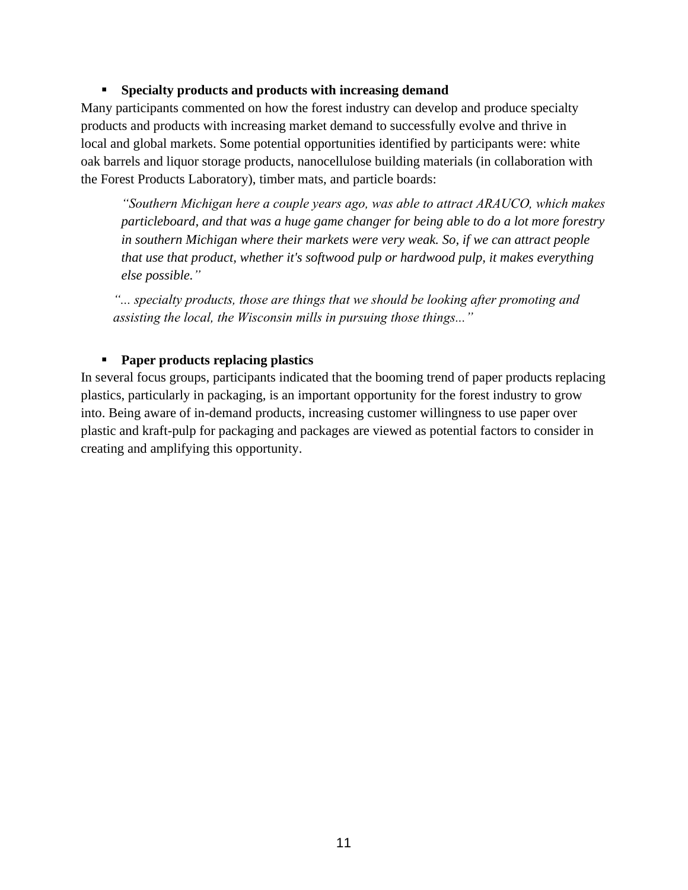- **Specialty products and products with increasing demand**

Many participants commented on how the forest industry can develop and produce specialty products and products with increasing market demand to successfully evolve and thrive in local and global markets. Some potential opportunities identified by participants were: white oak barrels and liquor storage products, nanocellulose building materials (in collaboration with the Forest Products Laboratory), timber mats, and particle boards:

> *"Southern Michigan here a couple years ago, was able to attract ARAUCO, which makes particleboard, and that was a huge game changer for being able to do a lot more forestry in southern Michigan where their markets were very weak. So, if we can attract people that use that product, whether it's softwood pulp or hardwood pulp, it makes everything else possible."*

> *"... specialty products, those are things that we should be looking after promoting and assisting the local, the Wisconsin mills in pursuing those things..."*

- **Paper products replacing plastics**

In several focus groups, participants indicated that the booming trend of paper products replacing plastics, particularly in packaging, is an important opportunity for the forest industry to grow into. Being aware of in-demand products, increasing customer willingness to use paper over plastic and kraft-pulp for packaging and packages are viewed as potential factors to consider in creating and amplifying this opportunity.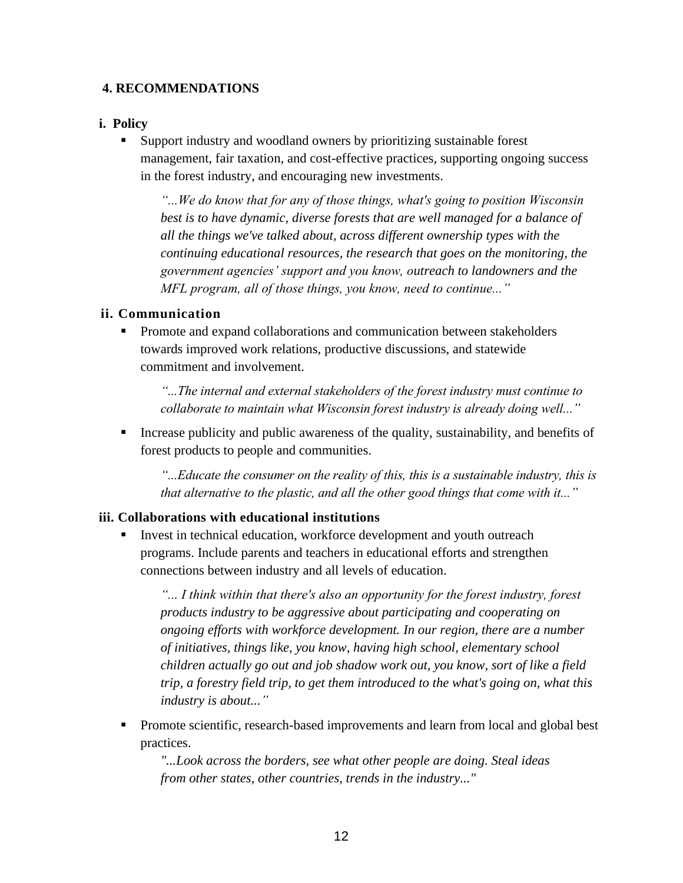## 4. RECOMMENDATIONS

### i. Policy

- Support industry and woodland owners by prioritizing sustainable forest management, fair taxation, and cost-effective practices, supporting ongoing success in the forest industry, and encouraging new investments.

  *“...We do know that for any of those things, what's going to position Wisconsin best is to have dynamic, diverse forests that are well managed for a balance of all the things we've talked about, across different ownership types with the continuing educational resources, the research that goes on the monitoring, the government agencies’ support and you know, outreach to landowners and the MFL program, all of those things, you know, need to continue...”*

### ii. Communication

- Promote and expand collaborations and communication between stakeholders towards improved work relations, productive discussions, and statewide commitment and involvement.

  *“...The internal and external stakeholders of the forest industry must continue to collaborate to maintain what Wisconsin forest industry is already doing well...”*

- Increase publicity and public awareness of the quality, sustainability, and benefits of forest products to people and communities.

  *“...Educate the consumer on the reality of this, this is a sustainable industry, this is that alternative to the plastic, and all the other good things that come with it...”*

### iii. Collaborations with educational institutions

- Invest in technical education, workforce development and youth outreach programs. Include parents and teachers in educational efforts and strengthen connections between industry and all levels of education.

  *“... I think within that there's also an opportunity for the forest industry, forest products industry to be aggressive about participating and cooperating on ongoing efforts with workforce development. In our region, there are a number of initiatives, things like, you know, having high school, elementary school children actually go out and job shadow work out, you know, sort of like a field trip, a forestry field trip, to get them introduced to the what's going on, what this industry is about...”*

- Promote scientific, research-based improvements and learn from local and global best practices.

  *"...Look across the borders, see what other people are doing. Steal ideas from other states, other countries, trends in the industry..."*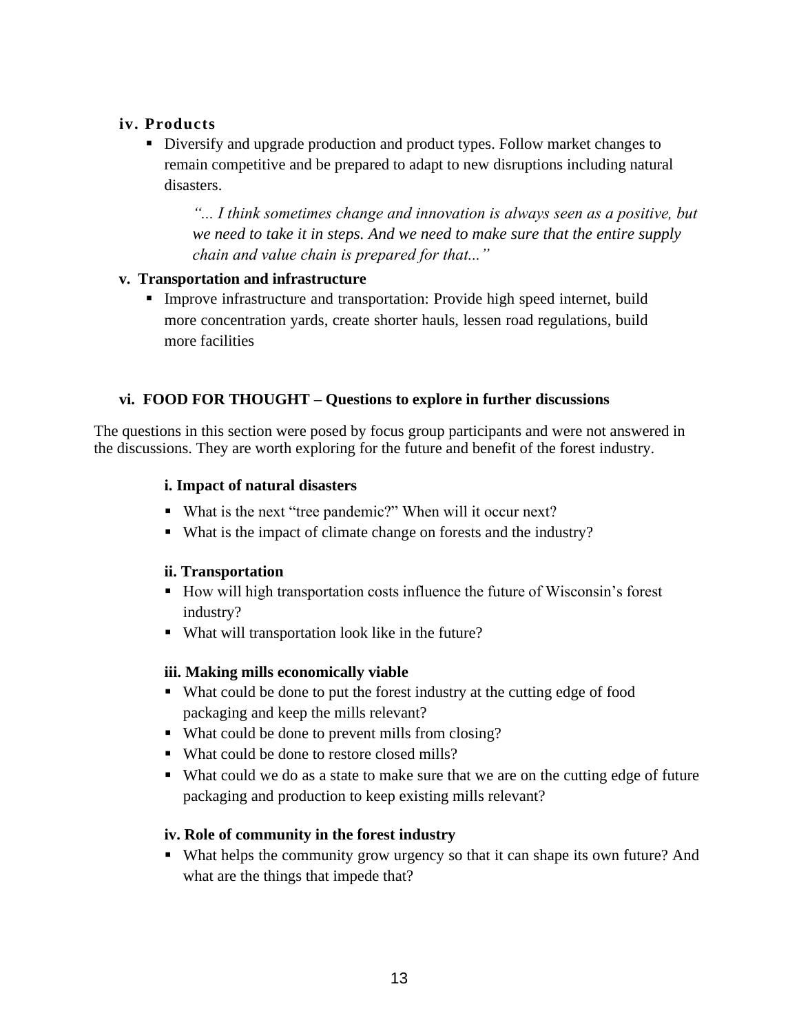### iv. Products

- Diversify and upgrade production and product types. Follow market changes to remain competitive and be prepared to adapt to new disruptions including natural disasters.

> *"... I think sometimes change and innovation is always seen as a positive, but we need to take it in steps. And we need to make sure that the entire supply chain and value chain is prepared for that..."*

### v. Transportation and infrastructure

- Improve infrastructure and transportation: Provide high speed internet, build more concentration yards, create shorter hauls, lessen road regulations, build more facilities

### vi. FOOD FOR THOUGHT – Questions to explore in further discussions

The questions in this section were posed by focus group participants and were not answered in the discussions. They are worth exploring for the future and benefit of the forest industry.

#### i. Impact of natural disasters

- What is the next "tree pandemic?" When will it occur next?
- What is the impact of climate change on forests and the industry?

#### ii. Transportation

- How will high transportation costs influence the future of Wisconsin's forest industry?
- What will transportation look like in the future?

#### iii. Making mills economically viable

- What could be done to put the forest industry at the cutting edge of food packaging and keep the mills relevant?
- What could be done to prevent mills from closing?
- What could be done to restore closed mills?
- What could we do as a state to make sure that we are on the cutting edge of future packaging and production to keep existing mills relevant?

#### iv. Role of community in the forest industry

- What helps the community grow urgency so that it can shape its own future? And what are the things that impede that?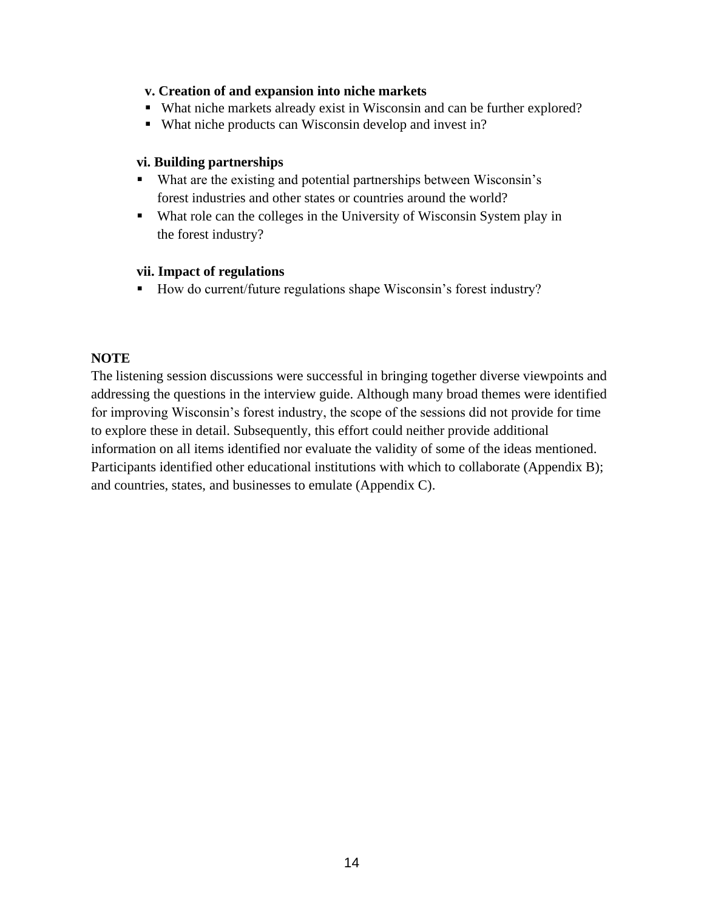**v. Creation of and expansion into niche markets**

- What niche markets already exist in Wisconsin and can be further explored?
- What niche products can Wisconsin develop and invest in?

**vi. Building partnerships**

- What are the existing and potential partnerships between Wisconsin's forest industries and other states or countries around the world?
- What role can the colleges in the University of Wisconsin System play in the forest industry?

**vii. Impact of regulations**

- How do current/future regulations shape Wisconsin's forest industry?

**NOTE**

The listening session discussions were successful in bringing together diverse viewpoints and addressing the questions in the interview guide. Although many broad themes were identified for improving Wisconsin's forest industry, the scope of the sessions did not provide for time to explore these in detail. Subsequently, this effort could neither provide additional information on all items identified nor evaluate the validity of some of the ideas mentioned. Participants identified other educational institutions with which to collaborate (Appendix B); and countries, states, and businesses to emulate (Appendix C).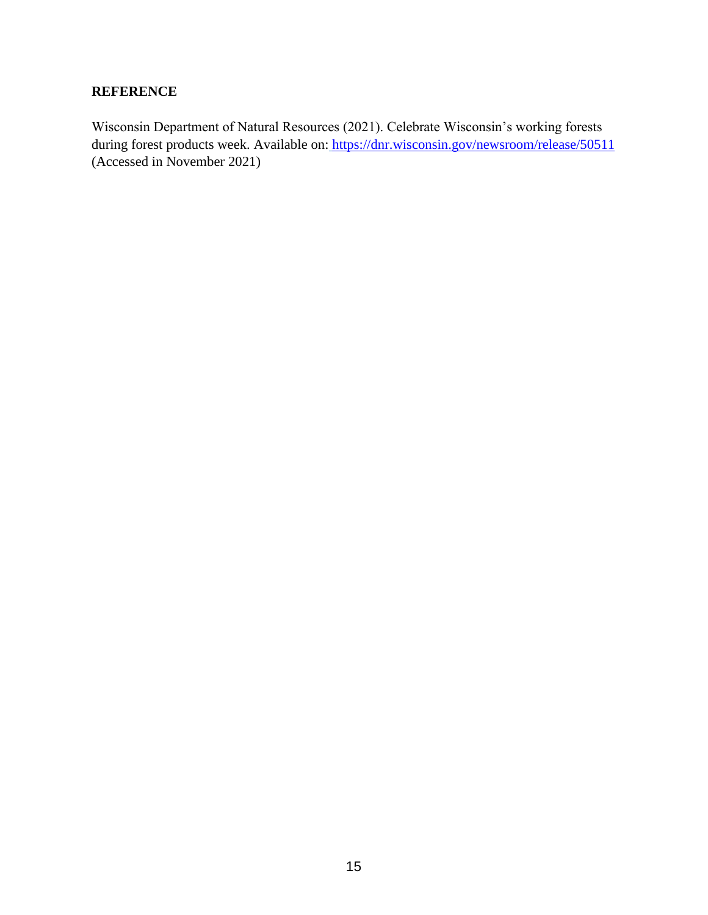## REFERENCE

Wisconsin Department of Natural Resources (2021). Celebrate Wisconsin's working forests during forest products week. Available on: https://dnr.wisconsin.gov/newsroom/release/50511 (Accessed in November 2021)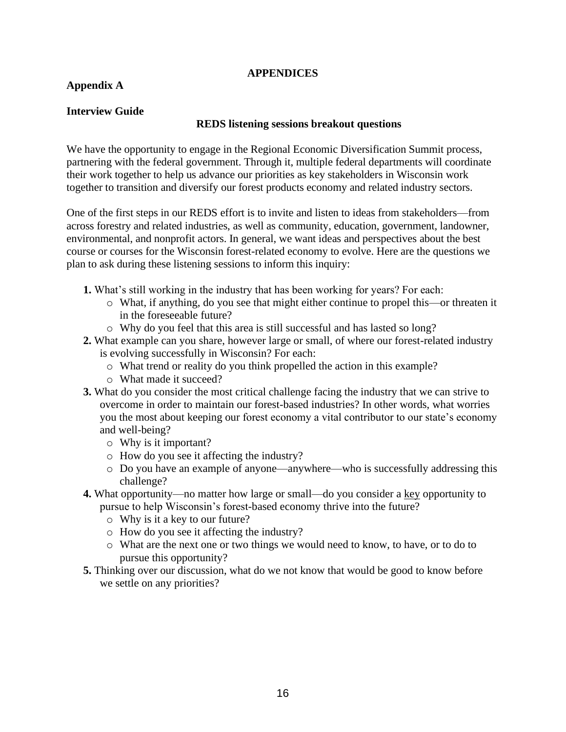# APPENDICES

## Appendix A

### Interview Guide

#### REDS listening sessions breakout questions

We have the opportunity to engage in the Regional Economic Diversification Summit process, partnering with the federal government. Through it, multiple federal departments will coordinate their work together to help us advance our priorities as key stakeholders in Wisconsin work together to transition and diversify our forest products economy and related industry sectors.

One of the first steps in our REDS effort is to invite and listen to ideas from stakeholders—from across forestry and related industries, as well as community, education, government, landowner, environmental, and nonprofit actors. In general, we want ideas and perspectives about the best course or courses for the Wisconsin forest-related economy to evolve. Here are the questions we plan to ask during these listening sessions to inform this inquiry:

**1.** What's still working in the industry that has been working for years? For each:
  - What, if anything, do you see that might either continue to propel this—or threaten it in the foreseeable future?
  - Why do you feel that this area is still successful and has lasted so long?

**2.** What example can you share, however large or small, of where our forest-related industry is evolving successfully in Wisconsin? For each:
  - What trend or reality do you think propelled the action in this example?
  - What made it succeed?

**3.** What do you consider the most critical challenge facing the industry that we can strive to overcome in order to maintain our forest-based industries? In other words, what worries you the most about keeping our forest economy a vital contributor to our state's economy and well-being?
  - Why is it important?
  - How do you see it affecting the industry?
  - Do you have an example of anyone—anywhere—who is successfully addressing this challenge?

**4.** What opportunity—no matter how large or small—do you consider a <u>key</u> opportunity to pursue to help Wisconsin's forest-based economy thrive into the future?
  - Why is it a key to our future?
  - How do you see it affecting the industry?
  - What are the next one or two things we would need to know, to have, or to do to pursue this opportunity?

**5.** Thinking over our discussion, what do we not know that would be good to know before we settle on any priorities?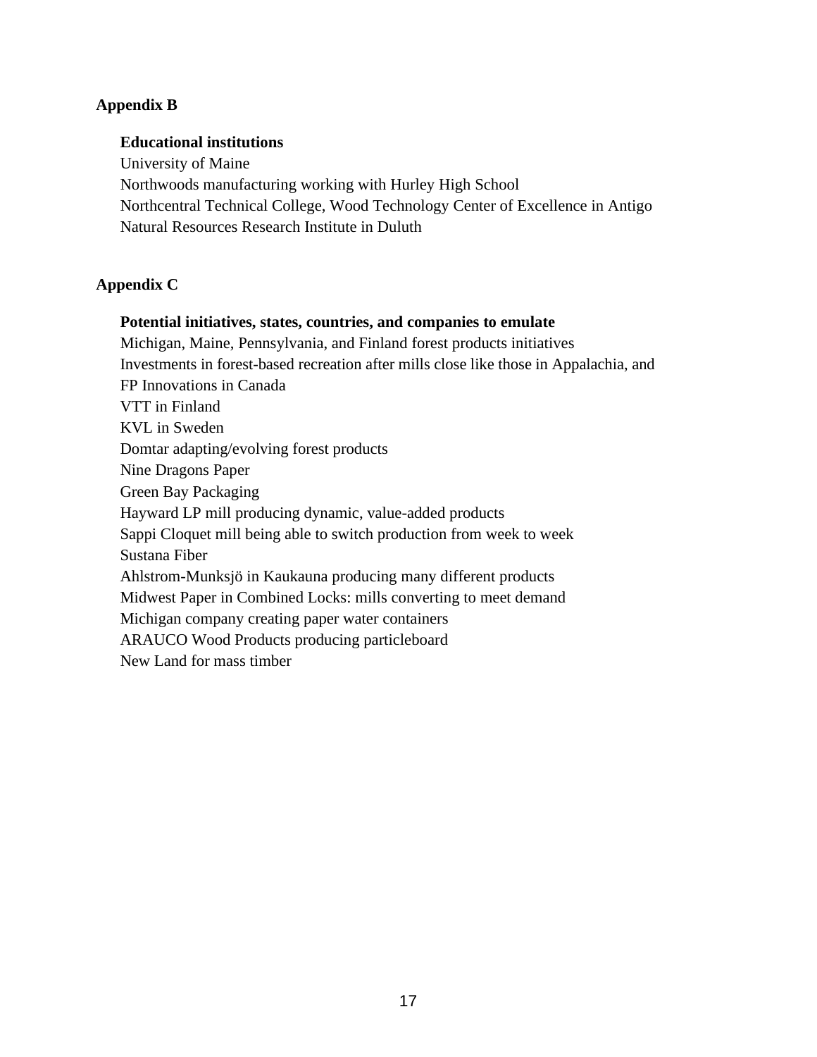## Appendix B

### Educational institutions

University of Maine
Northwoods manufacturing working with Hurley High School
Northcentral Technical College, Wood Technology Center of Excellence in Antigo
Natural Resources Research Institute in Duluth

## Appendix C

### Potential initiatives, states, countries, and companies to emulate

Michigan, Maine, Pennsylvania, and Finland forest products initiatives
Investments in forest-based recreation after mills close like those in Appalachia, and
FP Innovations in Canada
VTT in Finland
KVL in Sweden
Domtar adapting/evolving forest products
Nine Dragons Paper
Green Bay Packaging
Hayward LP mill producing dynamic, value-added products
Sappi Cloquet mill being able to switch production from week to week
Sustana Fiber
Ahlstrom-Munksjö in Kaukauna producing many different products
Midwest Paper in Combined Locks: mills converting to meet demand
Michigan company creating paper water containers
ARAUCO Wood Products producing particleboard
New Land for mass timber